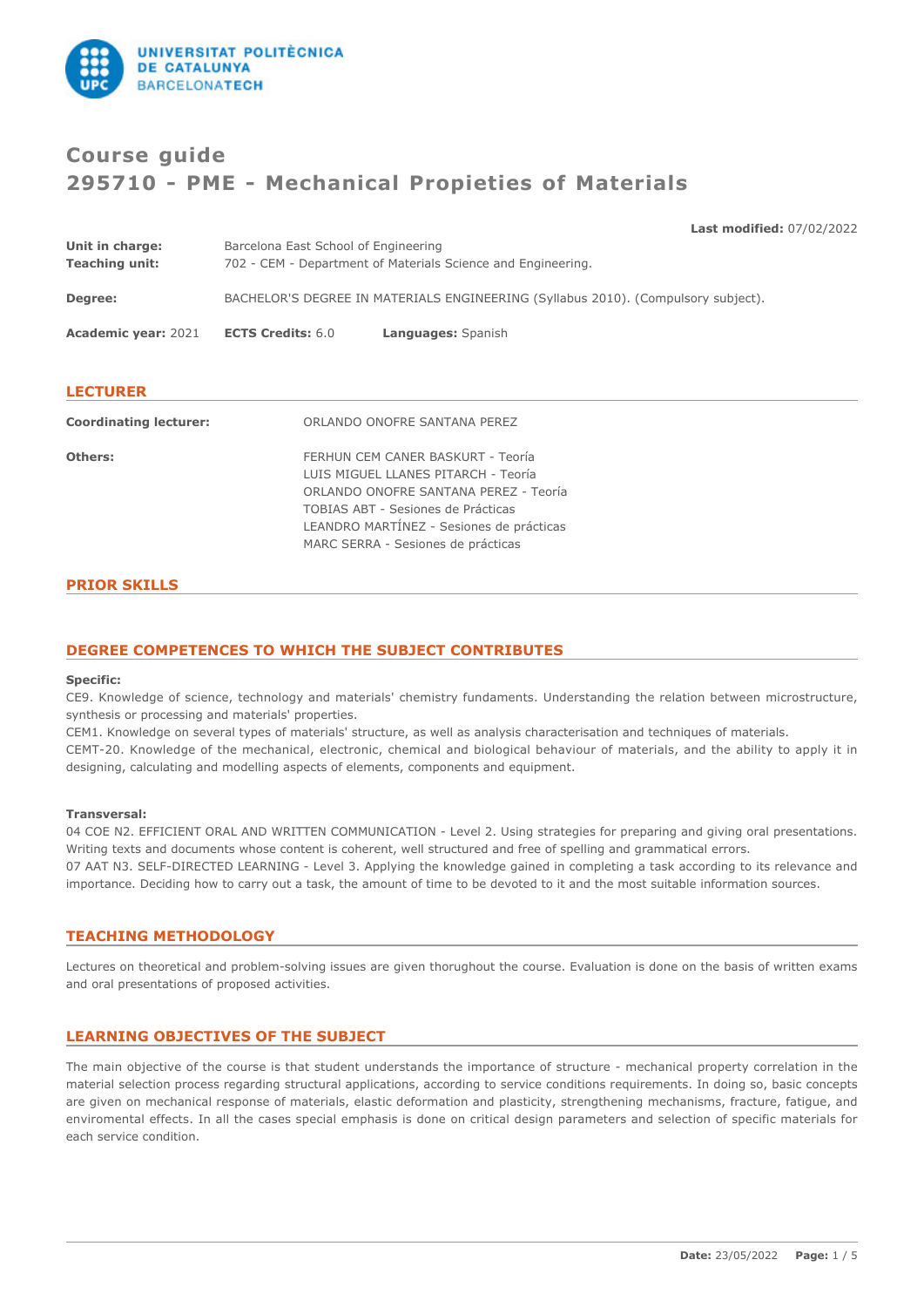# Course guide
# 295710 - PME - Mechanical Propieties of Materials

**Last modified:** 07/02/2022

**Unit in charge:** Barcelona East School of Engineering
**Teaching unit:** 702 - CEM - Department of Materials Science and Engineering.

**Degree:** BACHELOR'S DEGREE IN MATERIALS ENGINEERING (Syllabus 2010). (Compulsory subject).

**Academic year:** 2021 **ECTS Credits:** 6.0 **Languages:** Spanish

## LECTURER

**Coordinating lecturer:** ORLANDO ONOFRE SANTANA PEREZ

**Others:**
FERHUN CEM CANER BASKURT - Teoría
LUIS MIGUEL LLANES PITARCH - Teoría
ORLANDO ONOFRE SANTANA PEREZ - Teoría
TOBIAS ABT - Sesiones de Prácticas
LEANDRO MARTÍNEZ - Sesiones de prácticas
MARC SERRA - Sesiones de prácticas

## PRIOR SKILLS

## DEGREE COMPETENCES TO WHICH THE SUBJECT CONTRIBUTES

**Specific:**
CE9. Knowledge of science, technology and materials' chemistry fundaments. Understanding the relation between microstructure, synthesis or processing and materials' properties.
CEM1. Knowledge on several types of materials' structure, as well as analysis characterisation and techniques of materials.
CEMT-20. Knowledge of the mechanical, electronic, chemical and biological behaviour of materials, and the ability to apply it in designing, calculating and modelling aspects of elements, components and equipment.

**Transversal:**
04 COE N2. EFFICIENT ORAL AND WRITTEN COMMUNICATION - Level 2. Using strategies for preparing and giving oral presentations. Writing texts and documents whose content is coherent, well structured and free of spelling and grammatical errors.
07 AAT N3. SELF-DIRECTED LEARNING - Level 3. Applying the knowledge gained in completing a task according to its relevance and importance. Deciding how to carry out a task, the amount of time to be devoted to it and the most suitable information sources.

## TEACHING METHODOLOGY

Lectures on theoretical and problem-solving issues are given thorughout the course. Evaluation is done on the basis of written exams and oral presentations of proposed activities.

## LEARNING OBJECTIVES OF THE SUBJECT

The main objective of the course is that student understands the importance of structure - mechanical property correlation in the material selection process regarding structural applications, according to service conditions requirements. In doing so, basic concepts are given on mechanical response of materials, elastic deformation and plasticity, strengthening mechanisms, fracture, fatigue, and enviromental effects. In all the cases special emphasis is done on critical design parameters and selection of specific materials for each service condition.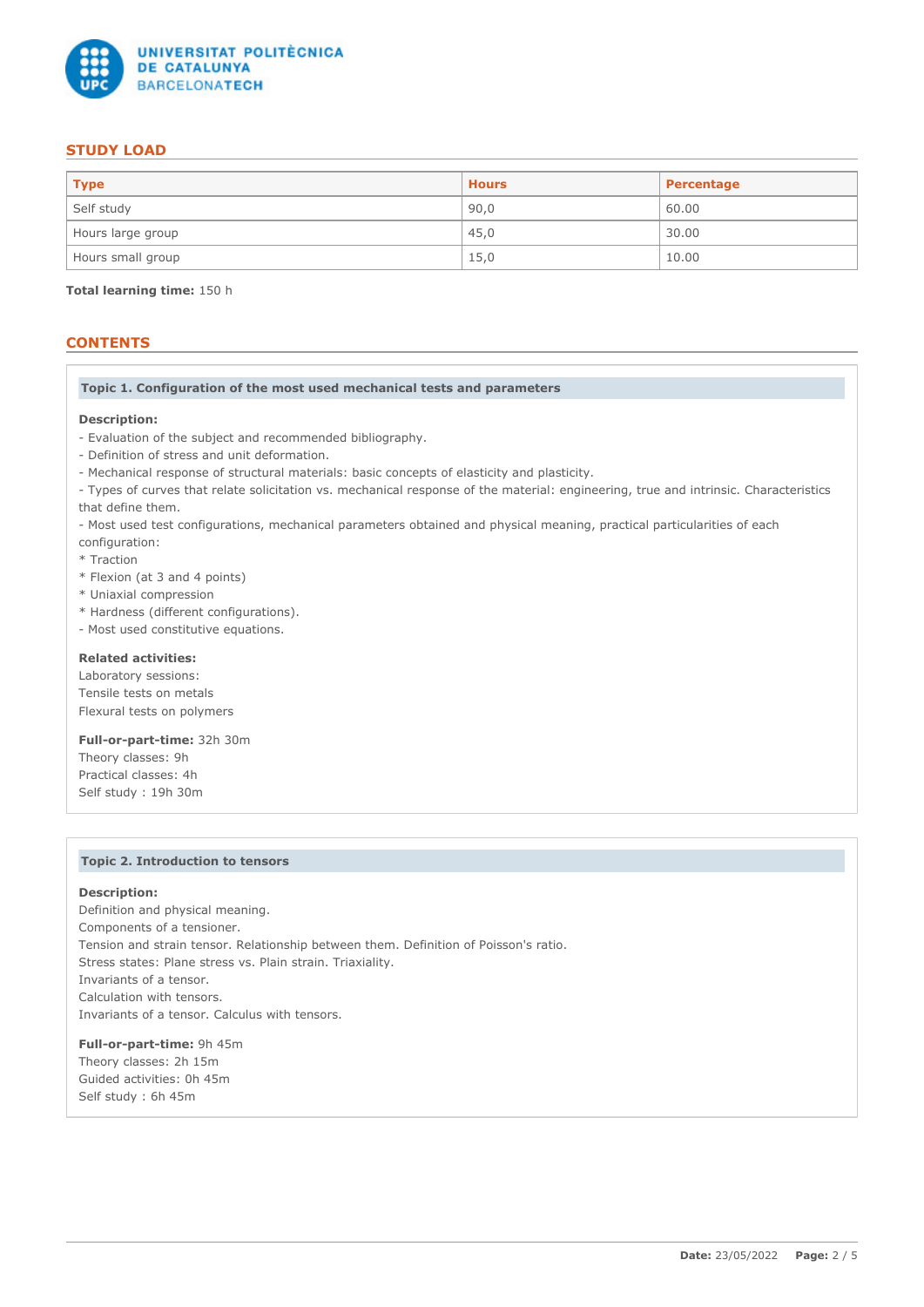## STUDY LOAD

| Type | Hours | Percentage |
|---|---|---|
| Self study | 90,0 | 60.00 |
| Hours large group | 45,0 | 30.00 |
| Hours small group | 15,0 | 10.00 |

**Total learning time:** 150 h

## CONTENTS

### Topic 1. Configuration of the most used mechanical tests and parameters

**Description:**

- Evaluation of the subject and recommended bibliography.
- Definition of stress and unit deformation.
- Mechanical response of structural materials: basic concepts of elasticity and plasticity.
- Types of curves that relate solicitation vs. mechanical response of the material: engineering, true and intrinsic. Characteristics that define them.
- Most used test configurations, mechanical parameters obtained and physical meaning, practical particularities of each configuration:
* Traction
* Flexion (at 3 and 4 points)
* Uniaxial compression
* Hardness (different configurations).
- Most used constitutive equations.

**Related activities:**

Laboratory sessions:
Tensile tests on metals
Flexural tests on polymers

**Full-or-part-time:** 32h 30m
Theory classes: 9h
Practical classes: 4h
Self study : 19h 30m

### Topic 2. Introduction to tensors

**Description:**

Definition and physical meaning.
Components of a tensioner.
Tension and strain tensor. Relationship between them. Definition of Poisson's ratio.
Stress states: Plane stress vs. Plain strain. Triaxiality.
Invariants of a tensor.
Calculation with tensors.
Invariants of a tensor. Calculus with tensors.

**Full-or-part-time:** 9h 45m
Theory classes: 2h 15m
Guided activities: 0h 45m
Self study : 6h 45m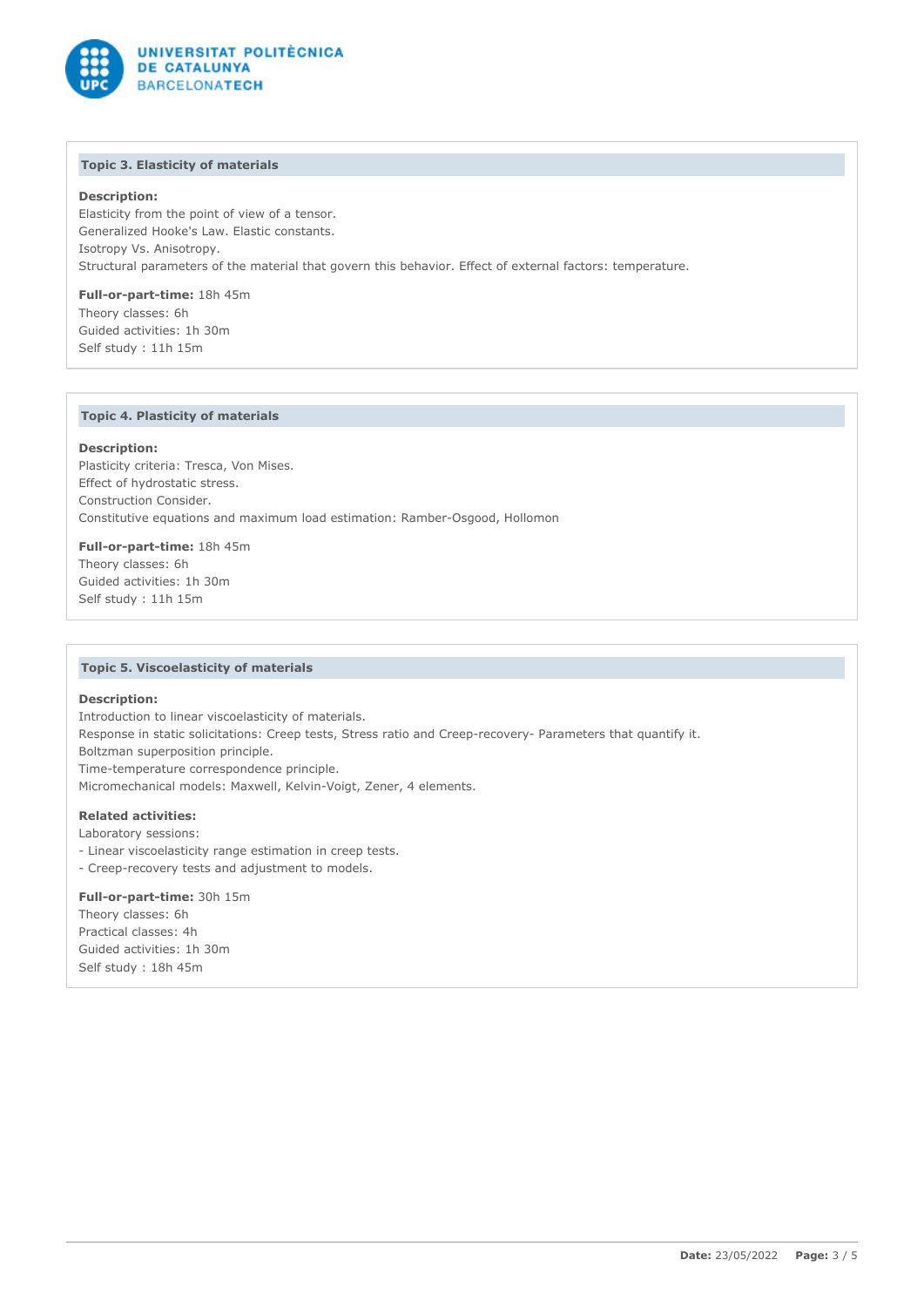### Topic 3. Elasticity of materials

**Description:**
Elasticity from the point of view of a tensor.
Generalized Hooke's Law. Elastic constants.
Isotropy Vs. Anisotropy.
Structural parameters of the material that govern this behavior. Effect of external factors: temperature.

**Full-or-part-time:** 18h 45m
Theory classes: 6h
Guided activities: 1h 30m
Self study : 11h 15m

### Topic 4. Plasticity of materials

**Description:**
Plasticity criteria: Tresca, Von Mises.
Effect of hydrostatic stress.
Construction Consider.
Constitutive equations and maximum load estimation: Ramber-Osgood, Hollomon

**Full-or-part-time:** 18h 45m
Theory classes: 6h
Guided activities: 1h 30m
Self study : 11h 15m

### Topic 5. Viscoelasticity of materials

**Description:**
Introduction to linear viscoelasticity of materials.
Response in static solicitations: Creep tests, Stress ratio and Creep-recovery- Parameters that quantify it.
Boltzman superposition principle.
Time-temperature correspondence principle.
Micromechanical models: Maxwell, Kelvin-Voigt, Zener, 4 elements.

**Related activities:**
Laboratory sessions:
- Linear viscoelasticity range estimation in creep tests.
- Creep-recovery tests and adjustment to models.

**Full-or-part-time:** 30h 15m
Theory classes: 6h
Practical classes: 4h
Guided activities: 1h 30m
Self study : 18h 45m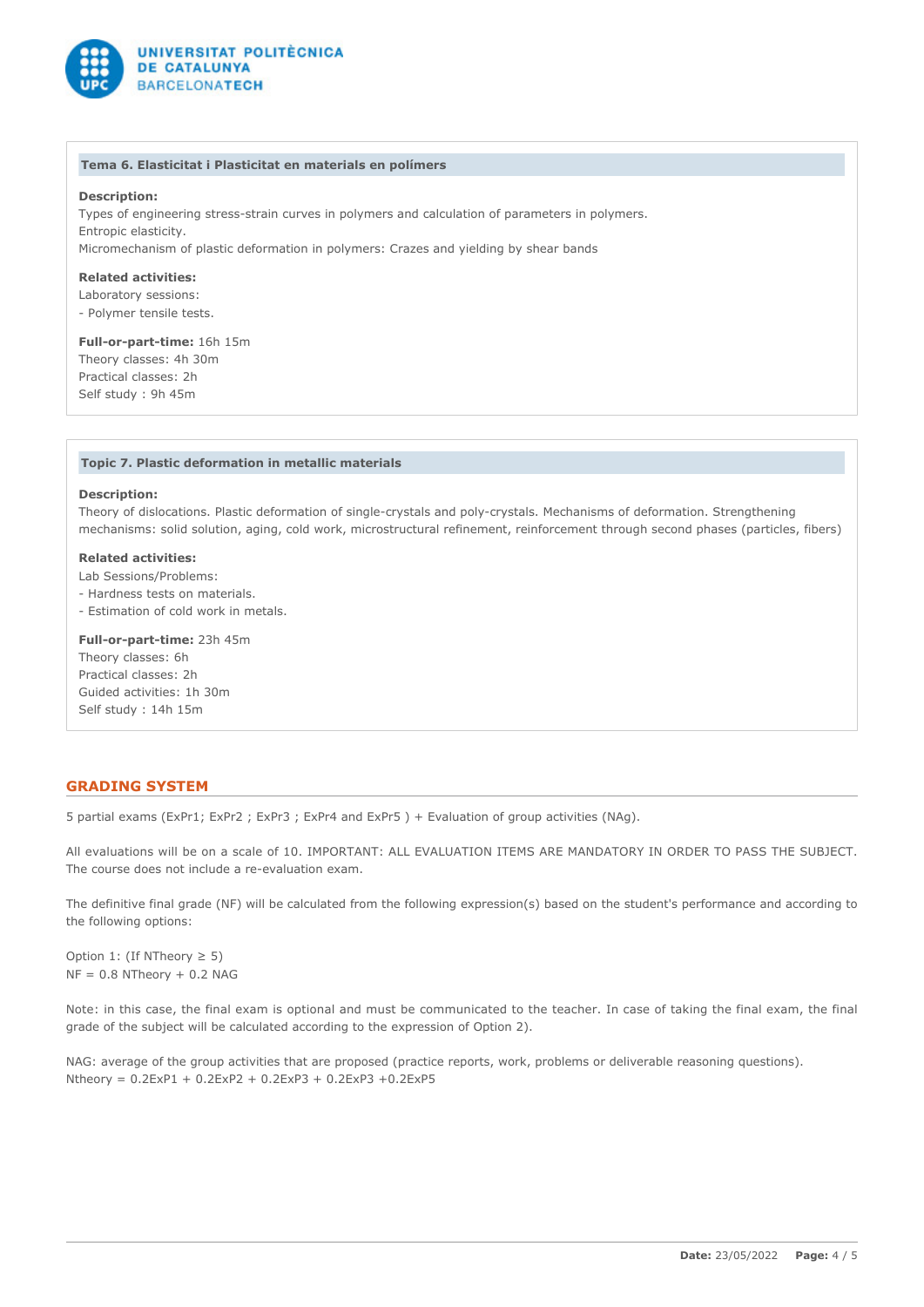### Tema 6. Elasticitat i Plasticitat en materials en polímers

**Description:**
Types of engineering stress-strain curves in polymers and calculation of parameters in polymers.
Entropic elasticity.
Micromechanism of plastic deformation in polymers: Crazes and yielding by shear bands

**Related activities:**
Laboratory sessions:
- Polymer tensile tests.

**Full-or-part-time:** 16h 15m
Theory classes: 4h 30m
Practical classes: 2h
Self study : 9h 45m

### Topic 7. Plastic deformation in metallic materials

**Description:**
Theory of dislocations. Plastic deformation of single-crystals and poly-crystals. Mechanisms of deformation. Strengthening mechanisms: solid solution, aging, cold work, microstructural refinement, reinforcement through second phases (particles, fibers)

**Related activities:**
Lab Sessions/Problems:
- Hardness tests on materials.
- Estimation of cold work in metals.

**Full-or-part-time:** 23h 45m
Theory classes: 6h
Practical classes: 2h
Guided activities: 1h 30m
Self study : 14h 15m

## GRADING SYSTEM

5 partial exams (ExPr1; ExPr2 ; ExPr3 ; ExPr4 and ExPr5 ) + Evaluation of group activities (NAg).

All evaluations will be on a scale of 10. IMPORTANT: ALL EVALUATION ITEMS ARE MANDATORY IN ORDER TO PASS THE SUBJECT. The course does not include a re-evaluation exam.

The definitive final grade (NF) will be calculated from the following expression(s) based on the student's performance and according to the following options:

Option 1: (If NTheory ≥ 5)
NF = 0.8 NTheory + 0.2 NAG

Note: in this case, the final exam is optional and must be communicated to the teacher. In case of taking the final exam, the final grade of the subject will be calculated according to the expression of Option 2).

NAG: average of the group activities that are proposed (practice reports, work, problems or deliverable reasoning questions).
Ntheory = 0.2ExP1 + 0.2ExP2 + 0.2ExP3 + 0.2ExP3 +0.2ExP5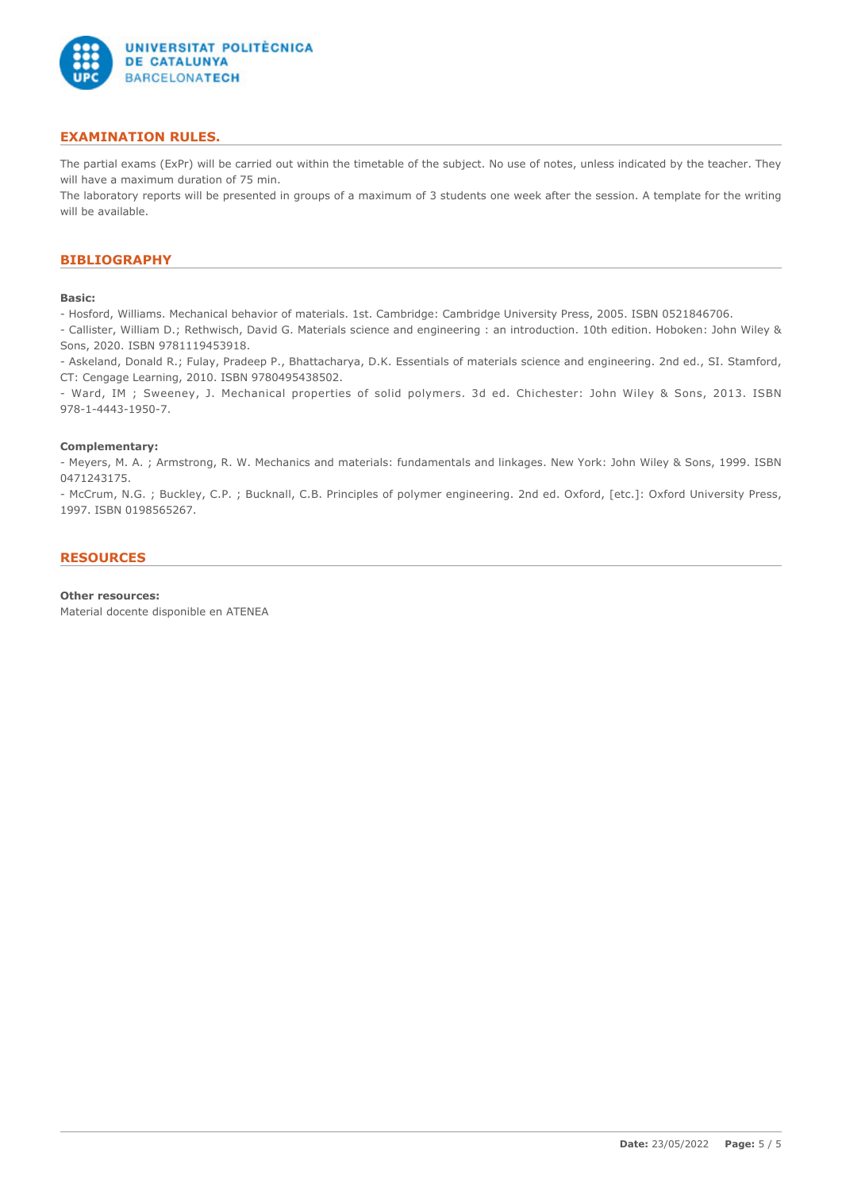## EXAMINATION RULES.

The partial exams (ExPr) will be carried out within the timetable of the subject. No use of notes, unless indicated by the teacher. They will have a maximum duration of 75 min.

The laboratory reports will be presented in groups of a maximum of 3 students one week after the session. A template for the writing will be available.

## BIBLIOGRAPHY

**Basic:**

- Hosford, Williams. Mechanical behavior of materials. 1st. Cambridge: Cambridge University Press, 2005. ISBN 0521846706.
- Callister, William D.; Rethwisch, David G. Materials science and engineering : an introduction. 10th edition. Hoboken: John Wiley & Sons, 2020. ISBN 9781119453918.
- Askeland, Donald R.; Fulay, Pradeep P., Bhattacharya, D.K. Essentials of materials science and engineering. 2nd ed., SI. Stamford, CT: Cengage Learning, 2010. ISBN 9780495438502.
- Ward, IM ; Sweeney, J. Mechanical properties of solid polymers. 3d ed. Chichester: John Wiley & Sons, 2013. ISBN 978-1-4443-1950-7.

**Complementary:**

- Meyers, M. A. ; Armstrong, R. W. Mechanics and materials: fundamentals and linkages. New York: John Wiley & Sons, 1999. ISBN 0471243175.
- McCrum, N.G. ; Buckley, C.P. ; Bucknall, C.B. Principles of polymer engineering. 2nd ed. Oxford, [etc.]: Oxford University Press, 1997. ISBN 0198565267.

## RESOURCES

**Other resources:**

Material docente disponible en ATENEA